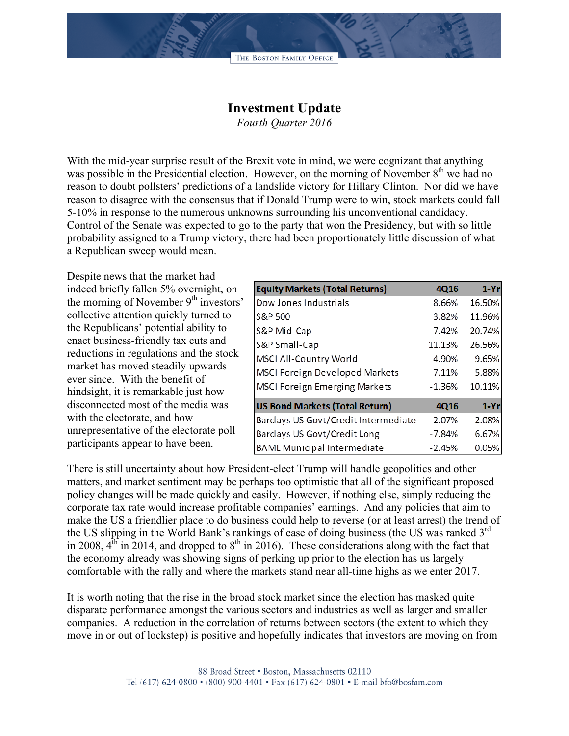# Investment Update

*Fourth Quarter 2016*

With the mid-year surprise result of the Brexit vote in mind, we were cognizant that anything was possible in the Presidential election. However, on the morning of November 8th we had no reason to doubt pollsters' predictions of a landslide victory for Hillary Clinton. Nor did we have reason to disagree with the consensus that if Donald Trump were to win, stock markets could fall 5-10% in response to the numerous unknowns surrounding his unconventional candidacy. Control of the Senate was expected to go to the party that won the Presidency, but with so little probability assigned to a Trump victory, there had been proportionately little discussion of what a Republican sweep would mean.

Despite news that the market had indeed briefly fallen 5% overnight, on the morning of November 9th investors' collective attention quickly turned to the Republicans' potential ability to enact business-friendly tax cuts and reductions in regulations and the stock market has moved steadily upwards ever since. With the benefit of hindsight, it is remarkable just how disconnected most of the media was with the electorate, and how unrepresentative of the electorate poll participants appear to have been.

| Equity Markets (Total Returns) | 4Q16 | 1-Yr |
|---|---|---|
| Dow Jones Industrials | 8.66% | 16.50% |
| S&P 500 | 3.82% | 11.96% |
| S&P Mid-Cap | 7.42% | 20.74% |
| S&P Small-Cap | 11.13% | 26.56% |
| MSCI All-Country World | 4.90% | 9.65% |
| MSCI Foreign Developed Markets | 7.11% | 5.88% |
| MSCI Foreign Emerging Markets | -1.36% | 10.11% |
| **US Bond Markets (Total Return)** | **4Q16** | **1-Yr** |
| Barclays US Govt/Credit Intermediate | -2.07% | 2.08% |
| Barclays US Govt/Credit Long | -7.84% | 6.67% |
| BAML Municipal Intermediate | -2.45% | 0.05% |

There is still uncertainty about how President-elect Trump will handle geopolitics and other matters, and market sentiment may be perhaps too optimistic that all of the significant proposed policy changes will be made quickly and easily. However, if nothing else, simply reducing the corporate tax rate would increase profitable companies' earnings. And any policies that aim to make the US a friendlier place to do business could help to reverse (or at least arrest) the trend of the US slipping in the World Bank's rankings of ease of doing business (the US was ranked 3rd in 2008, 4th in 2014, and dropped to 8th in 2016). These considerations along with the fact that the economy already was showing signs of perking up prior to the election has us largely comfortable with the rally and where the markets stand near all-time highs as we enter 2017.

It is worth noting that the rise in the broad stock market since the election has masked quite disparate performance amongst the various sectors and industries as well as larger and smaller companies. A reduction in the correlation of returns between sectors (the extent to which they move in or out of lockstep) is positive and hopefully indicates that investors are moving on from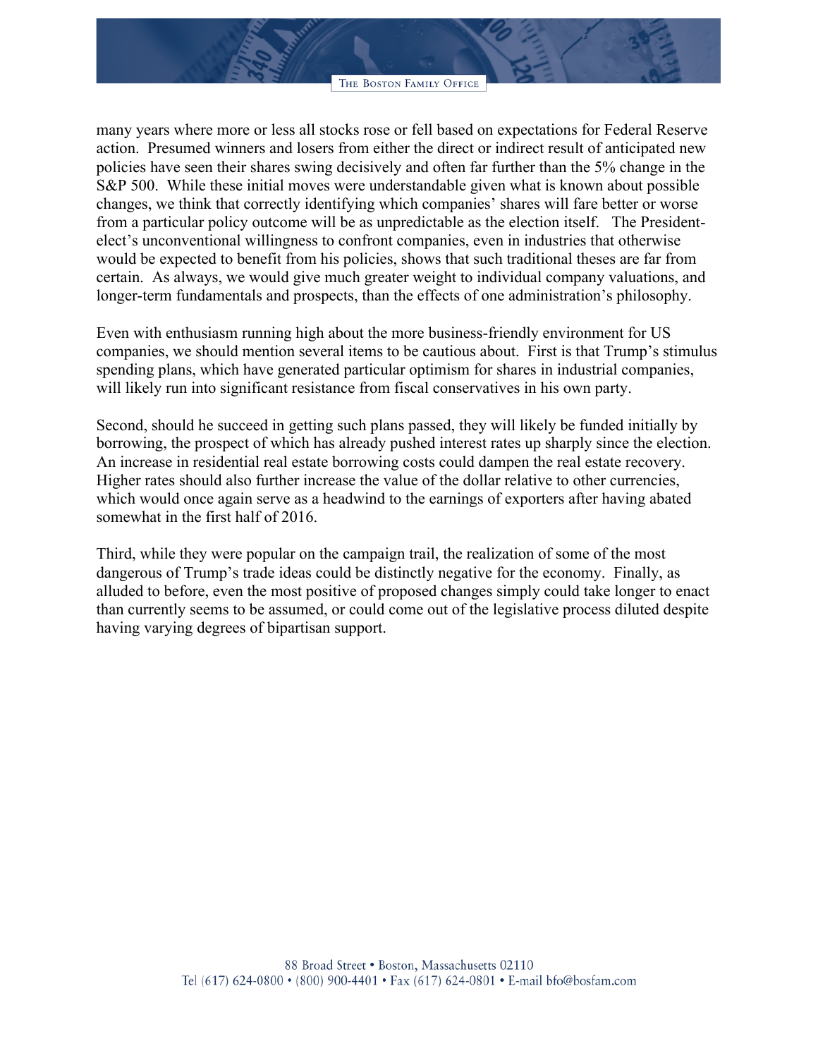many years where more or less all stocks rose or fell based on expectations for Federal Reserve action. Presumed winners and losers from either the direct or indirect result of anticipated new policies have seen their shares swing decisively and often far further than the 5% change in the S&P 500. While these initial moves were understandable given what is known about possible changes, we think that correctly identifying which companies' shares will fare better or worse from a particular policy outcome will be as unpredictable as the election itself. The President-elect's unconventional willingness to confront companies, even in industries that otherwise would be expected to benefit from his policies, shows that such traditional theses are far from certain. As always, we would give much greater weight to individual company valuations, and longer-term fundamentals and prospects, than the effects of one administration's philosophy.

Even with enthusiasm running high about the more business-friendly environment for US companies, we should mention several items to be cautious about. First is that Trump's stimulus spending plans, which have generated particular optimism for shares in industrial companies, will likely run into significant resistance from fiscal conservatives in his own party.

Second, should he succeed in getting such plans passed, they will likely be funded initially by borrowing, the prospect of which has already pushed interest rates up sharply since the election. An increase in residential real estate borrowing costs could dampen the real estate recovery. Higher rates should also further increase the value of the dollar relative to other currencies, which would once again serve as a headwind to the earnings of exporters after having abated somewhat in the first half of 2016.

Third, while they were popular on the campaign trail, the realization of some of the most dangerous of Trump's trade ideas could be distinctly negative for the economy. Finally, as alluded to before, even the most positive of proposed changes simply could take longer to enact than currently seems to be assumed, or could come out of the legislative process diluted despite having varying degrees of bipartisan support.